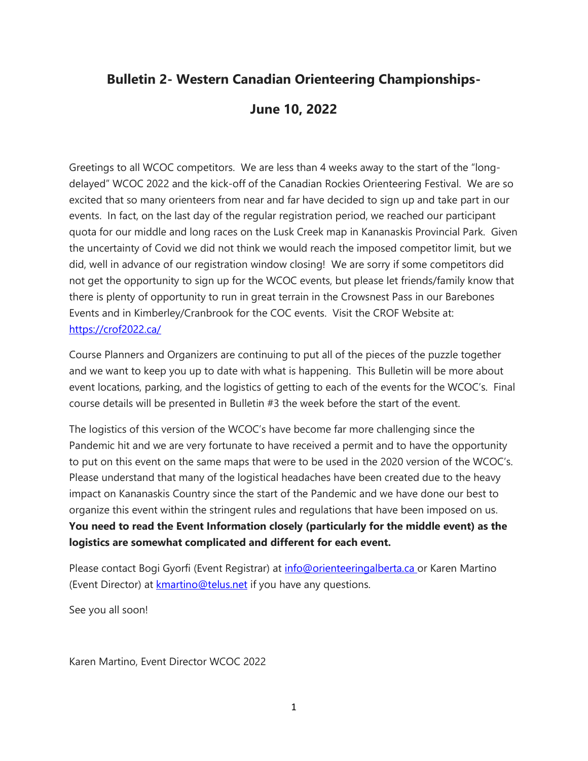# Bulletin 2- Western Canadian Orienteering Championships-

# June 10, 2022

Greetings to all WCOC competitors. We are less than 4 weeks away to the start of the "long-delayed" WCOC 2022 and the kick-off of the Canadian Rockies Orienteering Festival. We are so excited that so many orienteers from near and far have decided to sign up and take part in our events. In fact, on the last day of the regular registration period, we reached our participant quota for our middle and long races on the Lusk Creek map in Kananaskis Provincial Park. Given the uncertainty of Covid we did not think we would reach the imposed competitor limit, but we did, well in advance of our registration window closing! We are sorry if some competitors did not get the opportunity to sign up for the WCOC events, but please let friends/family know that there is plenty of opportunity to run in great terrain in the Crowsnest Pass in our Barebones Events and in Kimberley/Cranbrook for the COC events. Visit the CROF Website at: [https://crof2022.ca/](https://crof2022.ca/)

Course Planners and Organizers are continuing to put all of the pieces of the puzzle together and we want to keep you up to date with what is happening. This Bulletin will be more about event locations, parking, and the logistics of getting to each of the events for the WCOC's. Final course details will be presented in Bulletin #3 the week before the start of the event.

The logistics of this version of the WCOC's have become far more challenging since the Pandemic hit and we are very fortunate to have received a permit and to have the opportunity to put on this event on the same maps that were to be used in the 2020 version of the WCOC's. Please understand that many of the logistical headaches have been created due to the heavy impact on Kananaskis Country since the start of the Pandemic and we have done our best to organize this event within the stringent rules and regulations that have been imposed on us. **You need to read the Event Information closely (particularly for the middle event) as the logistics are somewhat complicated and different for each event.**

Please contact Bogi Gyorfi (Event Registrar) at [info@orienteeringalberta.ca](mailto:info@orienteeringalberta.ca) or Karen Martino (Event Director) at [kmartino@telus.net](mailto:kmartino@telus.net) if you have any questions.

See you all soon!

Karen Martino, Event Director WCOC 2022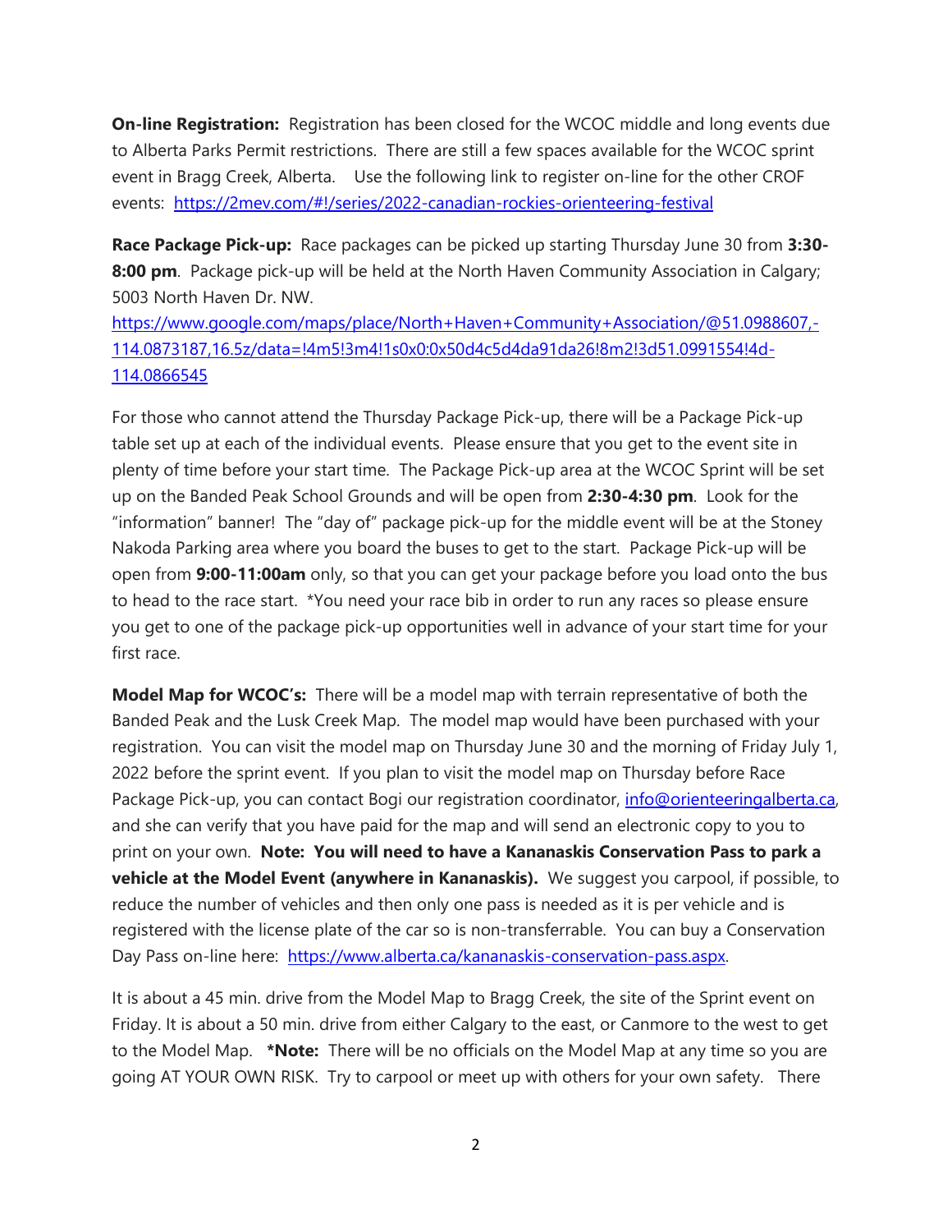**On-line Registration:** Registration has been closed for the WCOC middle and long events due to Alberta Parks Permit restrictions. There are still a few spaces available for the WCOC sprint event in Bragg Creek, Alberta. Use the following link to register on-line for the other CROF events: https://2mev.com/#!/series/2022-canadian-rockies-orienteering-festival

**Race Package Pick-up:** Race packages can be picked up starting Thursday June 30 from **3:30-8:00 pm**. Package pick-up will be held at the North Haven Community Association in Calgary; 5003 North Haven Dr. NW.
https://www.google.com/maps/place/North+Haven+Community+Association/@51.0988607,-114.0873187,16.5z/data=!4m5!3m4!1s0x0:0x50d4c5d4da91da26!8m2!3d51.0991554!4d-114.0866545

For those who cannot attend the Thursday Package Pick-up, there will be a Package Pick-up table set up at each of the individual events. Please ensure that you get to the event site in plenty of time before your start time. The Package Pick-up area at the WCOC Sprint will be set up on the Banded Peak School Grounds and will be open from **2:30-4:30 pm**. Look for the "information" banner! The "day of" package pick-up for the middle event will be at the Stoney Nakoda Parking area where you board the buses to get to the start. Package Pick-up will be open from **9:00-11:00am** only, so that you can get your package before you load onto the bus to head to the race start. *You need your race bib in order to run any races so please ensure you get to one of the package pick-up opportunities well in advance of your start time for your first race.

**Model Map for WCOC's:** There will be a model map with terrain representative of both the Banded Peak and the Lusk Creek Map. The model map would have been purchased with your registration. You can visit the model map on Thursday June 30 and the morning of Friday July 1, 2022 before the sprint event. If you plan to visit the model map on Thursday before Race Package Pick-up, you can contact Bogi our registration coordinator, info@orienteeringalberta.ca, and she can verify that you have paid for the map and will send an electronic copy to you to print on your own. **Note: You will need to have a Kananaskis Conservation Pass to park a vehicle at the Model Event (anywhere in Kananaskis).** We suggest you carpool, if possible, to reduce the number of vehicles and then only one pass is needed as it is per vehicle and is registered with the license plate of the car so is non-transferrable. You can buy a Conservation Day Pass on-line here: https://www.alberta.ca/kananaskis-conservation-pass.aspx.

It is about a 45 min. drive from the Model Map to Bragg Creek, the site of the Sprint event on Friday. It is about a 50 min. drive from either Calgary to the east, or Canmore to the west to get to the Model Map. ***Note:** There will be no officials on the Model Map at any time so you are going AT YOUR OWN RISK. Try to carpool or meet up with others for your own safety. There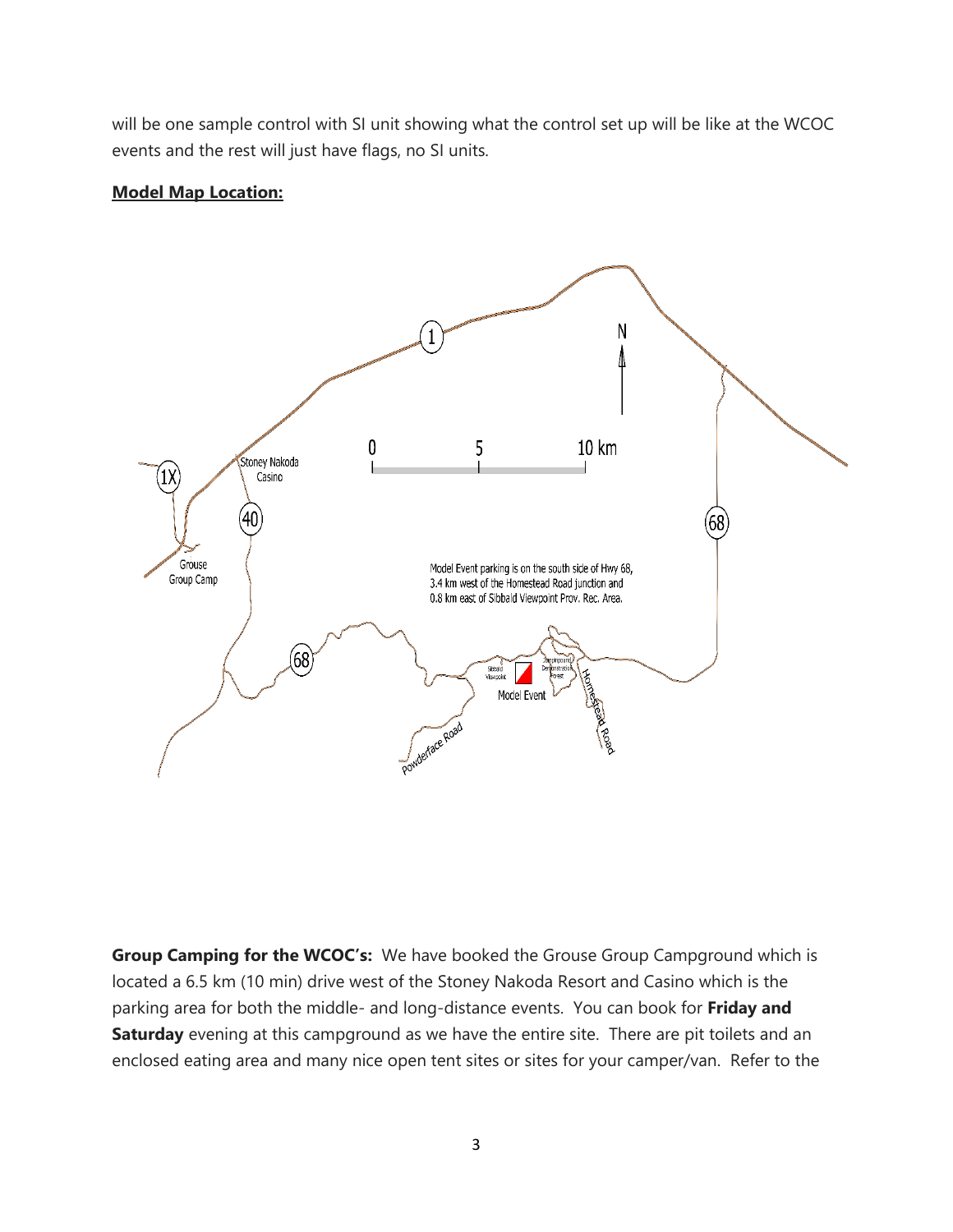will be one sample control with SI unit showing what the control set up will be like at the WCOC events and the rest will just have flags, no SI units.

**Model Map Location:**

Model Event parking is on the south side of Hwy 68, 3.4 km west of the Homestead Road junction and 0.8 km east of Sibbald Viewpoint Prov. Rec. Area.

**Group Camping for the WCOC's:** We have booked the Grouse Group Campground which is located a 6.5 km (10 min) drive west of the Stoney Nakoda Resort and Casino which is the parking area for both the middle- and long-distance events. You can book for **Friday and Saturday** evening at this campground as we have the entire site. There are pit toilets and an enclosed eating area and many nice open tent sites or sites for your camper/van. Refer to the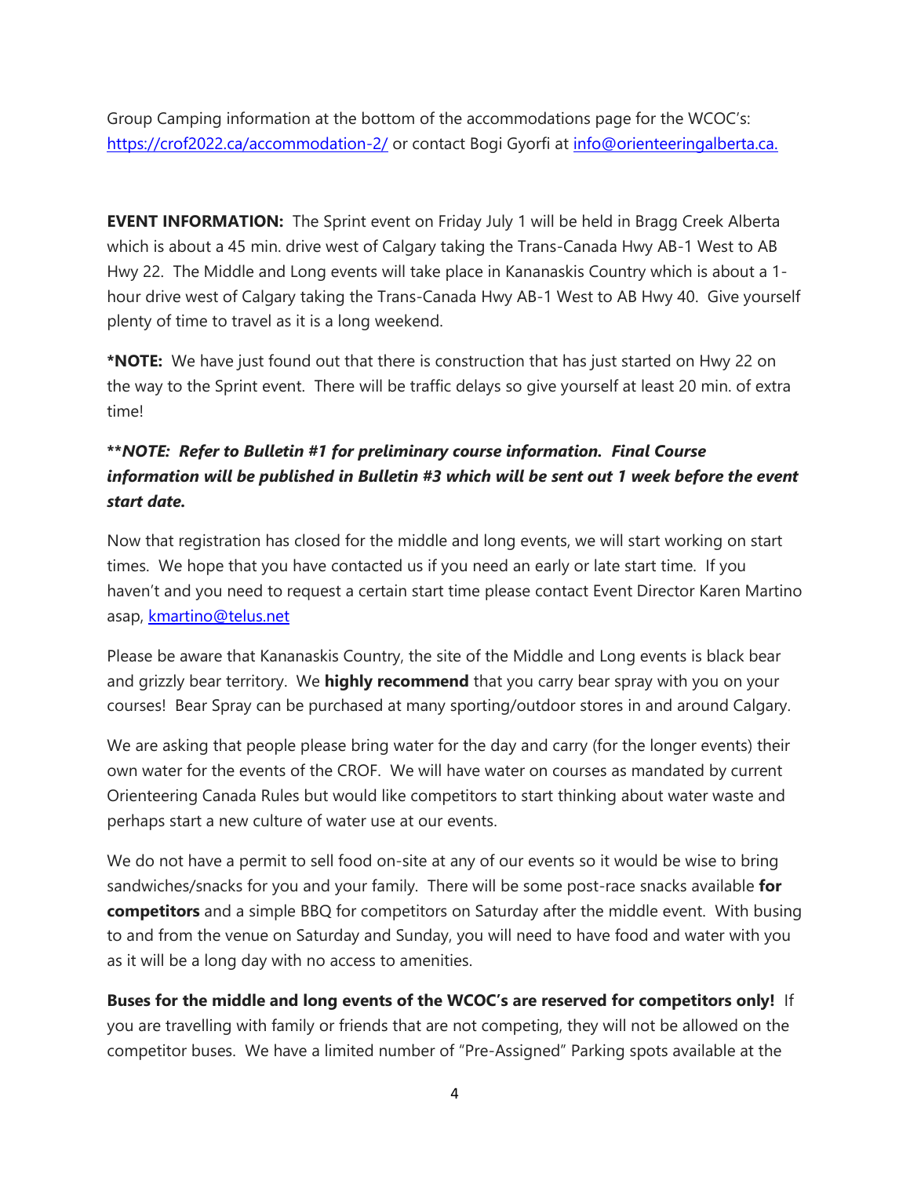Group Camping information at the bottom of the accommodations page for the WCOC's: [https://crof2022.ca/accommodation-2/](https://crof2022.ca/accommodation-2/) or contact Bogi Gyorfi at [info@orienteeringalberta.ca.](mailto:info@orienteeringalberta.ca)

**EVENT INFORMATION:** The Sprint event on Friday July 1 will be held in Bragg Creek Alberta which is about a 45 min. drive west of Calgary taking the Trans-Canada Hwy AB-1 West to AB Hwy 22. The Middle and Long events will take place in Kananaskis Country which is about a 1-hour drive west of Calgary taking the Trans-Canada Hwy AB-1 West to AB Hwy 40. Give yourself plenty of time to travel as it is a long weekend.

***NOTE:** We have just found out that there is construction that has just started on Hwy 22 on the way to the Sprint event. There will be traffic delays so give yourself at least 20 min. of extra time!

*****NOTE: Refer to Bulletin #1 for preliminary course information. Final Course information will be published in Bulletin #3 which will be sent out 1 week before the event start date.***

Now that registration has closed for the middle and long events, we will start working on start times. We hope that you have contacted us if you need an early or late start time. If you haven't and you need to request a certain start time please contact Event Director Karen Martino asap, [kmartino@telus.net](mailto:kmartino@telus.net)

Please be aware that Kananaskis Country, the site of the Middle and Long events is black bear and grizzly bear territory. We **highly recommend** that you carry bear spray with you on your courses! Bear Spray can be purchased at many sporting/outdoor stores in and around Calgary.

We are asking that people please bring water for the day and carry (for the longer events) their own water for the events of the CROF. We will have water on courses as mandated by current Orienteering Canada Rules but would like competitors to start thinking about water waste and perhaps start a new culture of water use at our events.

We do not have a permit to sell food on-site at any of our events so it would be wise to bring sandwiches/snacks for you and your family. There will be some post-race snacks available **for competitors** and a simple BBQ for competitors on Saturday after the middle event. With busing to and from the venue on Saturday and Sunday, you will need to have food and water with you as it will be a long day with no access to amenities.

**Buses for the middle and long events of the WCOC's are reserved for competitors only!** If you are travelling with family or friends that are not competing, they will not be allowed on the competitor buses. We have a limited number of "Pre-Assigned" Parking spots available at the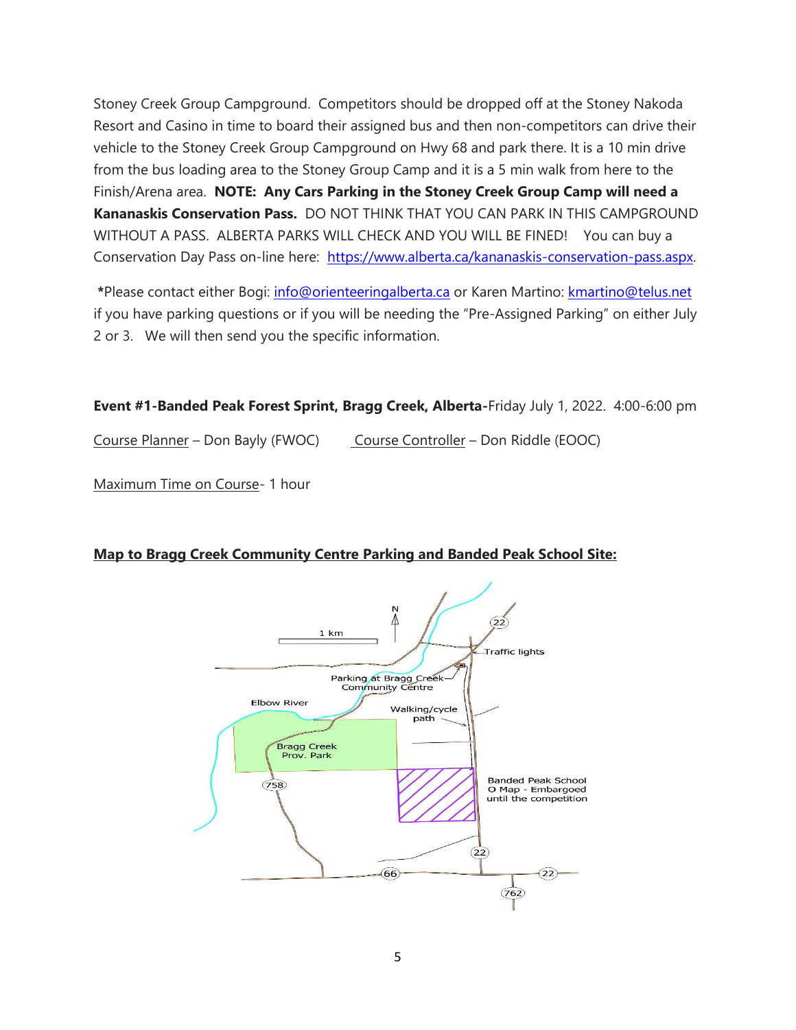Stoney Creek Group Campground. Competitors should be dropped off at the Stoney Nakoda Resort and Casino in time to board their assigned bus and then non-competitors can drive their vehicle to the Stoney Creek Group Campground on Hwy 68 and park there. It is a 10 min drive from the bus loading area to the Stoney Group Camp and it is a 5 min walk from here to the Finish/Arena area. **NOTE: Any Cars Parking in the Stoney Creek Group Camp will need a Kananaskis Conservation Pass.** DO NOT THINK THAT YOU CAN PARK IN THIS CAMPGROUND WITHOUT A PASS. ALBERTA PARKS WILL CHECK AND YOU WILL BE FINED! You can buy a Conservation Day Pass on-line here: [https://www.alberta.ca/kananaskis-conservation-pass.aspx](https://www.alberta.ca/kananaskis-conservation-pass.aspx).

**\***Please contact either Bogi: [info@orienteeringalberta.ca](mailto:info@orienteeringalberta.ca) or Karen Martino: [kmartino@telus.net](mailto:kmartino@telus.net) if you have parking questions or if you will be needing the "Pre-Assigned Parking" on either July 2 or 3. We will then send you the specific information.

**Event #1-Banded Peak Forest Sprint, Bragg Creek, Alberta-**Friday July 1, 2022. 4:00-6:00 pm

<u>Course Planner</u> – Don Bayly (FWOC)    <u>Course Controller</u> – Don Riddle (EOOC)

<u>Maximum Time on Course</u>- 1 hour

**<u>Map to Bragg Creek Community Centre Parking and Banded Peak School Site:</u>**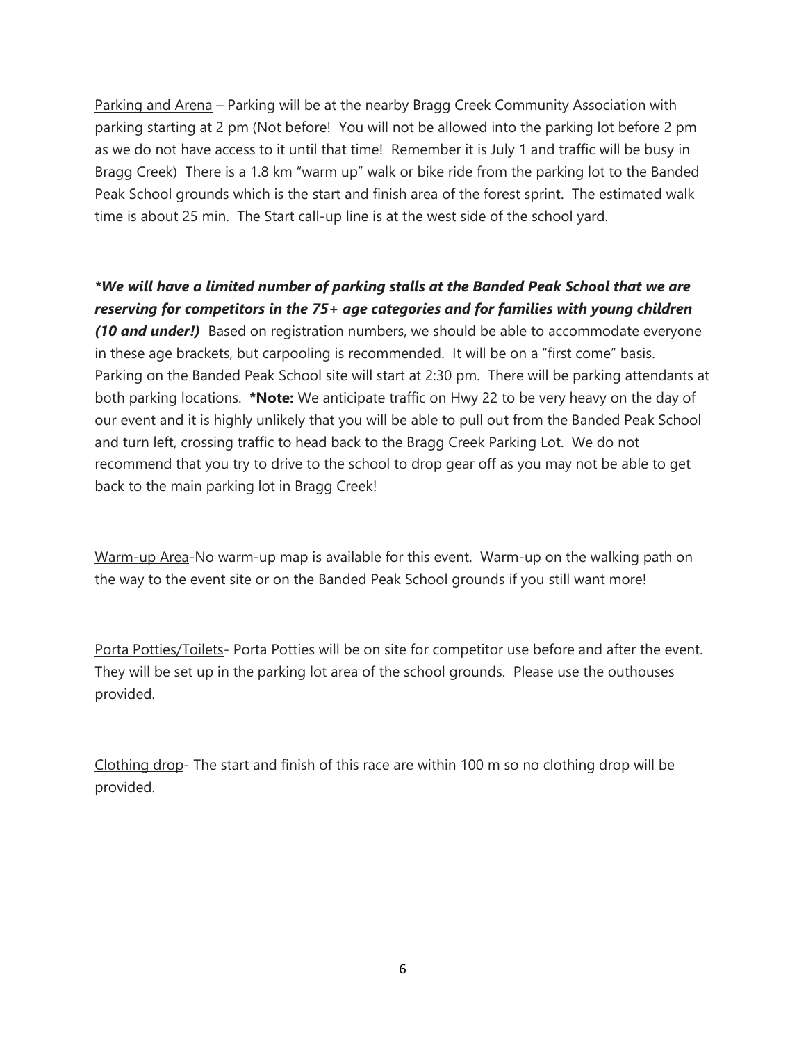Parking and Arena – Parking will be at the nearby Bragg Creek Community Association with parking starting at 2 pm (Not before! You will not be allowed into the parking lot before 2 pm as we do not have access to it until that time! Remember it is July 1 and traffic will be busy in Bragg Creek) There is a 1.8 km "warm up" walk or bike ride from the parking lot to the Banded Peak School grounds which is the start and finish area of the forest sprint. The estimated walk time is about 25 min. The Start call-up line is at the west side of the school yard.

***We will have a limited number of parking stalls at the Banded Peak School that we are reserving for competitors in the 75+ age categories and for families with young children (10 and under!)*** Based on registration numbers, we should be able to accommodate everyone in these age brackets, but carpooling is recommended. It will be on a "first come" basis. Parking on the Banded Peak School site will start at 2:30 pm. There will be parking attendants at both parking locations. ***Note:** We anticipate traffic on Hwy 22 to be very heavy on the day of our event and it is highly unlikely that you will be able to pull out from the Banded Peak School and turn left, crossing traffic to head back to the Bragg Creek Parking Lot. We do not recommend that you try to drive to the school to drop gear off as you may not be able to get back to the main parking lot in Bragg Creek!

Warm-up Area-No warm-up map is available for this event. Warm-up on the walking path on the way to the event site or on the Banded Peak School grounds if you still want more!

Porta Potties/Toilets- Porta Potties will be on site for competitor use before and after the event. They will be set up in the parking lot area of the school grounds. Please use the outhouses provided.

Clothing drop- The start and finish of this race are within 100 m so no clothing drop will be provided.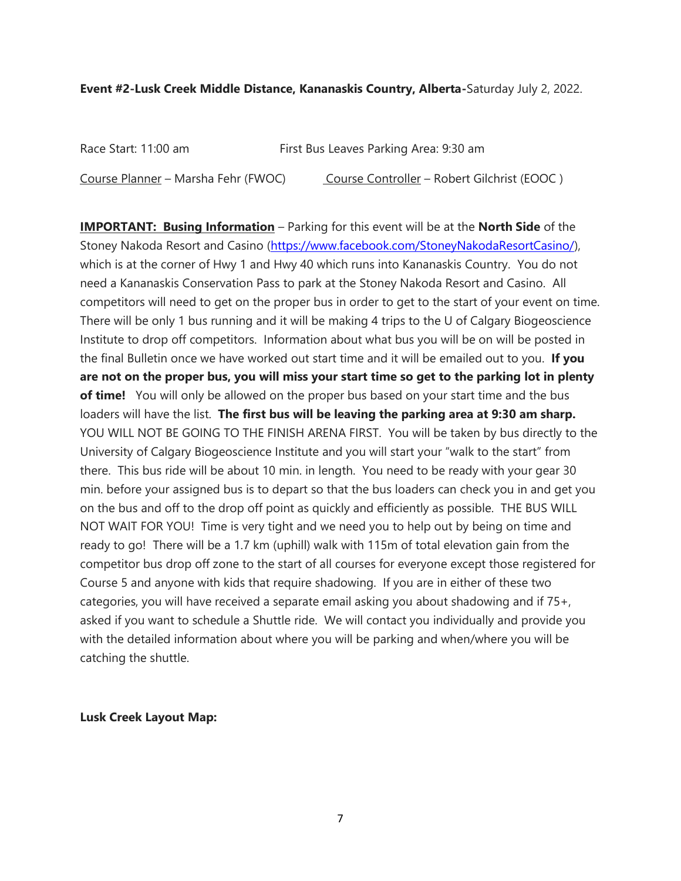**Event #2-Lusk Creek Middle Distance, Kananaskis Country, Alberta-**Saturday July 2, 2022.

Race Start: 11:00 am First Bus Leaves Parking Area: 9:30 am

Course Planner – Marsha Fehr (FWOC) Course Controller – Robert Gilchrist (EOOC )

**IMPORTANT: Busing Information** – Parking for this event will be at the **North Side** of the Stoney Nakoda Resort and Casino (https://www.facebook.com/StoneyNakodaResortCasino/), which is at the corner of Hwy 1 and Hwy 40 which runs into Kananaskis Country. You do not need a Kananaskis Conservation Pass to park at the Stoney Nakoda Resort and Casino. All competitors will need to get on the proper bus in order to get to the start of your event on time. There will be only 1 bus running and it will be making 4 trips to the U of Calgary Biogeoscience Institute to drop off competitors. Information about what bus you will be on will be posted in the final Bulletin once we have worked out start time and it will be emailed out to you. **If you are not on the proper bus, you will miss your start time so get to the parking lot in plenty of time!** You will only be allowed on the proper bus based on your start time and the bus loaders will have the list. **The first bus will be leaving the parking area at 9:30 am sharp.** YOU WILL NOT BE GOING TO THE FINISH ARENA FIRST. You will be taken by bus directly to the University of Calgary Biogeoscience Institute and you will start your "walk to the start" from there. This bus ride will be about 10 min. in length. You need to be ready with your gear 30 min. before your assigned bus is to depart so that the bus loaders can check you in and get you on the bus and off to the drop off point as quickly and efficiently as possible. THE BUS WILL NOT WAIT FOR YOU! Time is very tight and we need you to help out by being on time and ready to go! There will be a 1.7 km (uphill) walk with 115m of total elevation gain from the competitor bus drop off zone to the start of all courses for everyone except those registered for Course 5 and anyone with kids that require shadowing. If you are in either of these two categories, you will have received a separate email asking you about shadowing and if 75+, asked if you want to schedule a Shuttle ride. We will contact you individually and provide you with the detailed information about where you will be parking and when/where you will be catching the shuttle.

**Lusk Creek Layout Map:**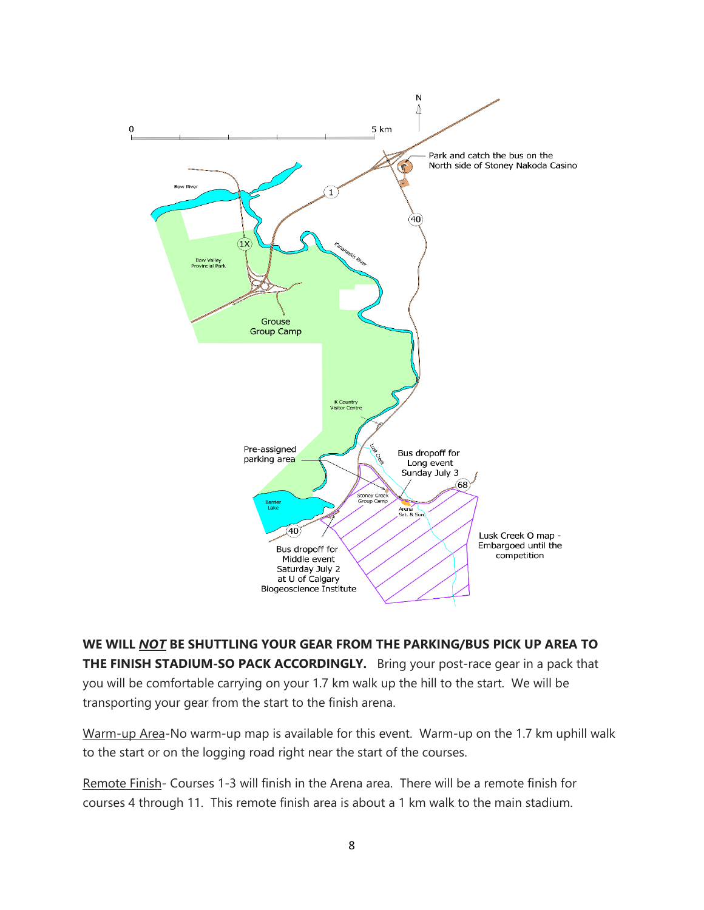**WE WILL *NOT* BE SHUTTLING YOUR GEAR FROM THE PARKING/BUS PICK UP AREA TO THE FINISH STADIUM-SO PACK ACCORDINGLY.** Bring your post-race gear in a pack that you will be comfortable carrying on your 1.7 km walk up the hill to the start. We will be transporting your gear from the start to the finish arena.

Warm-up Area-No warm-up map is available for this event. Warm-up on the 1.7 km uphill walk to the start or on the logging road right near the start of the courses.

Remote Finish- Courses 1-3 will finish in the Arena area. There will be a remote finish for courses 4 through 11. This remote finish area is about a 1 km walk to the main stadium.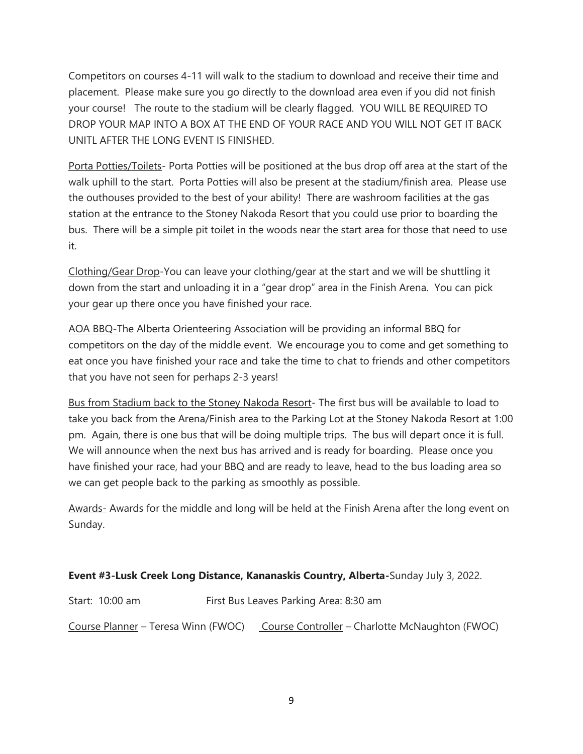Competitors on courses 4-11 will walk to the stadium to download and receive their time and placement. Please make sure you go directly to the download area even if you did not finish your course! The route to the stadium will be clearly flagged. YOU WILL BE REQUIRED TO DROP YOUR MAP INTO A BOX AT THE END OF YOUR RACE AND YOU WILL NOT GET IT BACK UNITL AFTER THE LONG EVENT IS FINISHED.

Porta Potties/Toilets- Porta Potties will be positioned at the bus drop off area at the start of the walk uphill to the start. Porta Potties will also be present at the stadium/finish area. Please use the outhouses provided to the best of your ability! There are washroom facilities at the gas station at the entrance to the Stoney Nakoda Resort that you could use prior to boarding the bus. There will be a simple pit toilet in the woods near the start area for those that need to use it.

Clothing/Gear Drop-You can leave your clothing/gear at the start and we will be shuttling it down from the start and unloading it in a "gear drop" area in the Finish Arena. You can pick your gear up there once you have finished your race.

AOA BBQ-The Alberta Orienteering Association will be providing an informal BBQ for competitors on the day of the middle event. We encourage you to come and get something to eat once you have finished your race and take the time to chat to friends and other competitors that you have not seen for perhaps 2-3 years!

Bus from Stadium back to the Stoney Nakoda Resort- The first bus will be available to load to take you back from the Arena/Finish area to the Parking Lot at the Stoney Nakoda Resort at 1:00 pm. Again, there is one bus that will be doing multiple trips. The bus will depart once it is full. We will announce when the next bus has arrived and is ready for boarding. Please once you have finished your race, had your BBQ and are ready to leave, head to the bus loading area so we can get people back to the parking as smoothly as possible.

Awards- Awards for the middle and long will be held at the Finish Arena after the long event on Sunday.

**Event #3-Lusk Creek Long Distance, Kananaskis Country, Alberta-**Sunday July 3, 2022.

Start: 10:00 am First Bus Leaves Parking Area: 8:30 am

Course Planner – Teresa Winn (FWOC) Course Controller – Charlotte McNaughton (FWOC)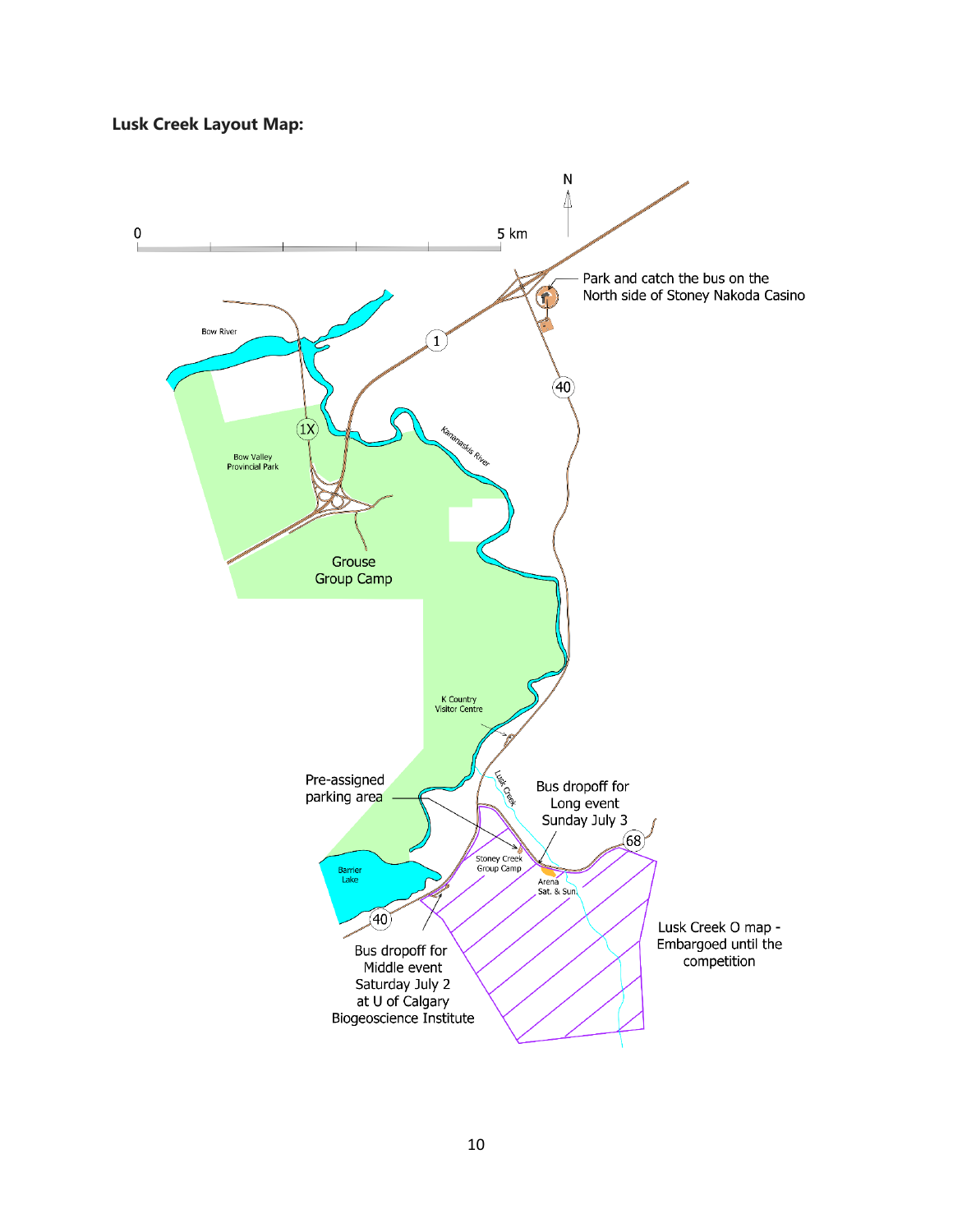**Lusk Creek Layout Map:**

N

0 — 5 km

Park and catch the bus on the North side of Stoney Nakoda Casino

Bow River

1

40

1X

Kananaskis River

Bow Valley Provincial Park

Grouse Group Camp

K Country Visitor Centre

Lusk Creek

Pre-assigned parking area

Bus dropoff for Long event Sunday July 3

68

Stoney Creek Group Camp

Arena Sat. & Sun.

Barrier Lake

40

Lusk Creek O map - Embargoed until the competition

Bus dropoff for Middle event Saturday July 2 at U of Calgary Biogeoscience Institute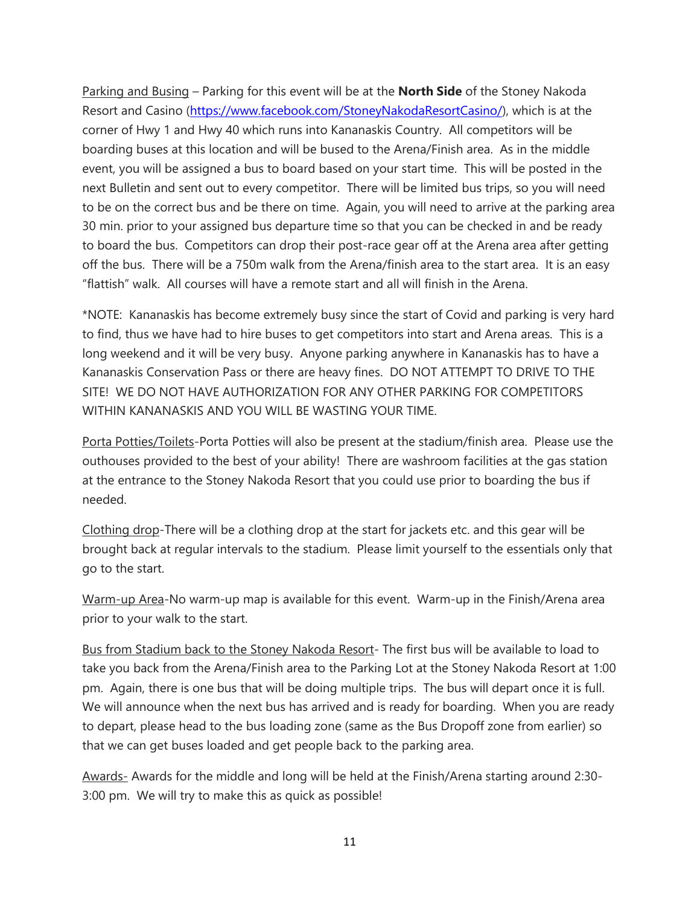Parking and Busing – Parking for this event will be at the **North Side** of the Stoney Nakoda Resort and Casino (https://www.facebook.com/StoneyNakodaResortCasino/), which is at the corner of Hwy 1 and Hwy 40 which runs into Kananaskis Country. All competitors will be boarding buses at this location and will be bused to the Arena/Finish area. As in the middle event, you will be assigned a bus to board based on your start time. This will be posted in the next Bulletin and sent out to every competitor. There will be limited bus trips, so you will need to be on the correct bus and be there on time. Again, you will need to arrive at the parking area 30 min. prior to your assigned bus departure time so that you can be checked in and be ready to board the bus. Competitors can drop their post-race gear off at the Arena area after getting off the bus. There will be a 750m walk from the Arena/finish area to the start area. It is an easy "flattish" walk. All courses will have a remote start and all will finish in the Arena.

*NOTE: Kananaskis has become extremely busy since the start of Covid and parking is very hard to find, thus we have had to hire buses to get competitors into start and Arena areas. This is a long weekend and it will be very busy. Anyone parking anywhere in Kananaskis has to have a Kananaskis Conservation Pass or there are heavy fines. DO NOT ATTEMPT TO DRIVE TO THE SITE! WE DO NOT HAVE AUTHORIZATION FOR ANY OTHER PARKING FOR COMPETITORS WITHIN KANANASKIS AND YOU WILL BE WASTING YOUR TIME.

Porta Potties/Toilets-Porta Potties will also be present at the stadium/finish area. Please use the outhouses provided to the best of your ability! There are washroom facilities at the gas station at the entrance to the Stoney Nakoda Resort that you could use prior to boarding the bus if needed.

Clothing drop-There will be a clothing drop at the start for jackets etc. and this gear will be brought back at regular intervals to the stadium. Please limit yourself to the essentials only that go to the start.

Warm-up Area-No warm-up map is available for this event. Warm-up in the Finish/Arena area prior to your walk to the start.

Bus from Stadium back to the Stoney Nakoda Resort- The first bus will be available to load to take you back from the Arena/Finish area to the Parking Lot at the Stoney Nakoda Resort at 1:00 pm. Again, there is one bus that will be doing multiple trips. The bus will depart once it is full. We will announce when the next bus has arrived and is ready for boarding. When you are ready to depart, please head to the bus loading zone (same as the Bus Dropoff zone from earlier) so that we can get buses loaded and get people back to the parking area.

Awards- Awards for the middle and long will be held at the Finish/Arena starting around 2:30-3:00 pm. We will try to make this as quick as possible!